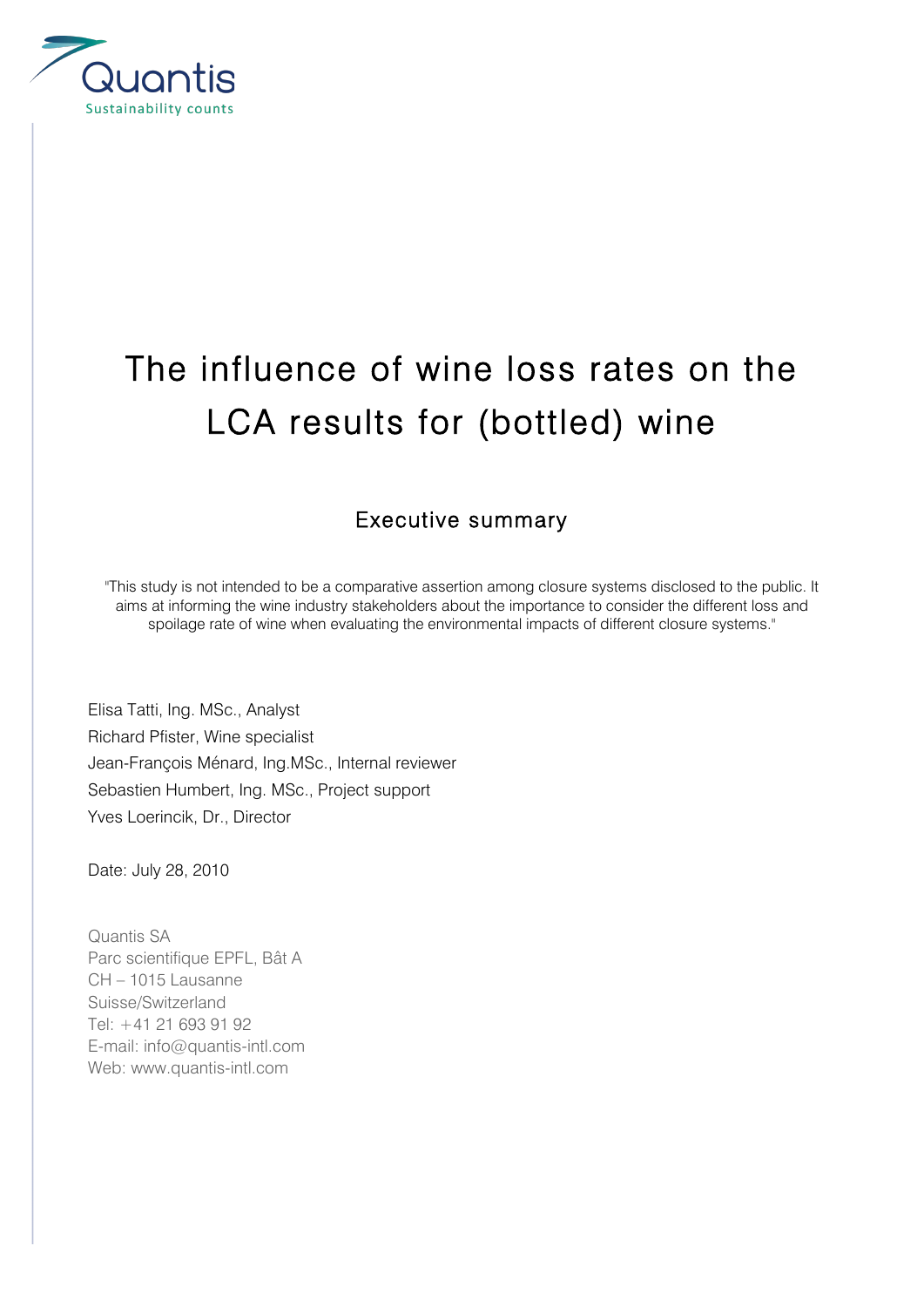Quantis

Sustainability counts

# The influence of wine loss rates on the LCA results for (bottled) wine

## Executive summary

"This study is not intended to be a comparative assertion among closure systems disclosed to the public. It aims at informing the wine industry stakeholders about the importance to consider the different loss and spoilage rate of wine when evaluating the environmental impacts of different closure systems."

Elisa Tatti, Ing. MSc., Analyst
Richard Pfister, Wine specialist
Jean-François Ménard, Ing.MSc., Internal reviewer
Sebastien Humbert, Ing. MSc., Project support
Yves Loerincik, Dr., Director

Date: July 28, 2010

Quantis SA
Parc scientifique EPFL, Bât A
CH – 1015 Lausanne
Suisse/Switzerland
Tel: +41 21 693 91 92
E-mail: info@quantis-intl.com
Web: www.quantis-intl.com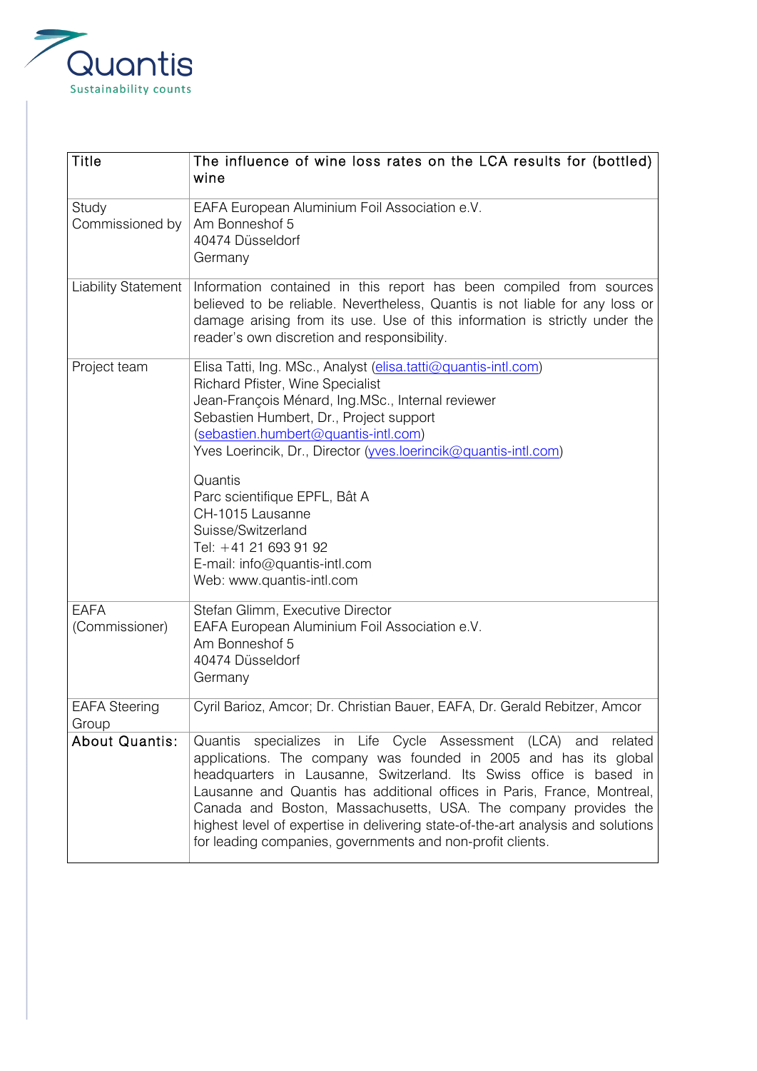Quantis
Sustainability counts

| Title | The influence of wine loss rates on the LCA results for (bottled) wine |
|---|---|
| Study Commissioned by | EAFA European Aluminium Foil Association e.V.<br>Am Bonneshof 5<br>40474 Düsseldorf<br>Germany |
| Liability Statement | Information contained in this report has been compiled from sources believed to be reliable. Nevertheless, Quantis is not liable for any loss or damage arising from its use. Use of this information is strictly under the reader's own discretion and responsibility. |
| Project team | Elisa Tatti, Ing. MSc., Analyst (elisa.tatti@quantis-intl.com)<br>Richard Pfister, Wine Specialist<br>Jean-François Ménard, Ing.MSc., Internal reviewer<br>Sebastien Humbert, Dr., Project support (sebastien.humbert@quantis-intl.com)<br>Yves Loerincik, Dr., Director (yves.loerincik@quantis-intl.com)<br><br>Quantis<br>Parc scientifique EPFL, Bât A<br>CH-1015 Lausanne<br>Suisse/Switzerland<br>Tel: +41 21 693 91 92<br>E-mail: info@quantis-intl.com<br>Web: www.quantis-intl.com |
| EAFA (Commissioner) | Stefan Glimm, Executive Director<br>EAFA European Aluminium Foil Association e.V.<br>Am Bonneshof 5<br>40474 Düsseldorf<br>Germany |
| EAFA Steering Group | Cyril Barioz, Amcor; Dr. Christian Bauer, EAFA, Dr. Gerald Rebitzer, Amcor |
| About Quantis: | Quantis specializes in Life Cycle Assessment (LCA) and related applications. The company was founded in 2005 and has its global headquarters in Lausanne, Switzerland. Its Swiss office is based in Lausanne and Quantis has additional offices in Paris, France, Montreal, Canada and Boston, Massachusetts, USA. The company provides the highest level of expertise in delivering state-of-the-art analysis and solutions for leading companies, governments and non-profit clients. |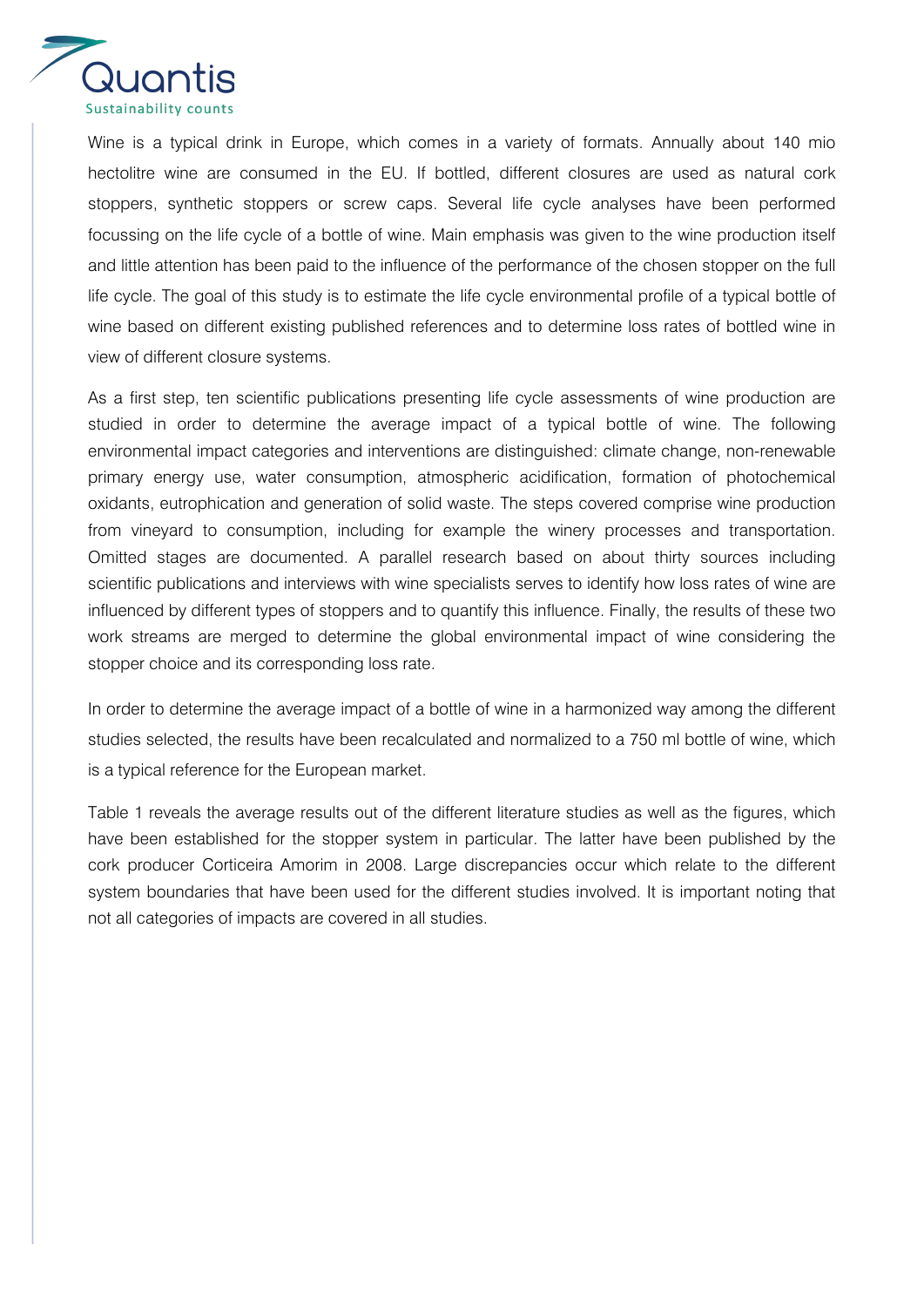Wine is a typical drink in Europe, which comes in a variety of formats. Annually about 140 mio hectolitre wine are consumed in the EU. If bottled, different closures are used as natural cork stoppers, synthetic stoppers or screw caps. Several life cycle analyses have been performed focussing on the life cycle of a bottle of wine. Main emphasis was given to the wine production itself and little attention has been paid to the influence of the performance of the chosen stopper on the full life cycle. The goal of this study is to estimate the life cycle environmental profile of a typical bottle of wine based on different existing published references and to determine loss rates of bottled wine in view of different closure systems.

As a first step, ten scientific publications presenting life cycle assessments of wine production are studied in order to determine the average impact of a typical bottle of wine. The following environmental impact categories and interventions are distinguished: climate change, non-renewable primary energy use, water consumption, atmospheric acidification, formation of photochemical oxidants, eutrophication and generation of solid waste. The steps covered comprise wine production from vineyard to consumption, including for example the winery processes and transportation. Omitted stages are documented. A parallel research based on about thirty sources including scientific publications and interviews with wine specialists serves to identify how loss rates of wine are influenced by different types of stoppers and to quantify this influence. Finally, the results of these two work streams are merged to determine the global environmental impact of wine considering the stopper choice and its corresponding loss rate.

In order to determine the average impact of a bottle of wine in a harmonized way among the different studies selected, the results have been recalculated and normalized to a 750 ml bottle of wine, which is a typical reference for the European market.

Table 1 reveals the average results out of the different literature studies as well as the figures, which have been established for the stopper system in particular. The latter have been published by the cork producer Corticeira Amorim in 2008. Large discrepancies occur which relate to the different system boundaries that have been used for the different studies involved. It is important noting that not all categories of impacts are covered in all studies.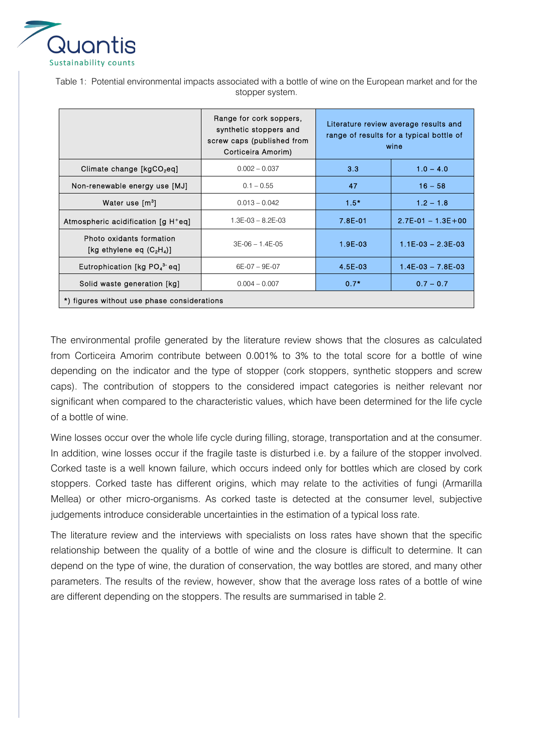Table 1: Potential environmental impacts associated with a bottle of wine on the European market and for the stopper system.

| | Range for cork soppers, synthetic stoppers and screw caps (published from Corticeira Amorim) | Literature review average results and range of results for a typical bottle of wine | |
|---|---|---|---|
| Climate change [kg$CO_2$eq] | 0.002 – 0.037 | 3.3 | 1.0 – 4.0 |
| Non-renewable energy use [MJ] | 0.1 – 0.55 | 47 | 16 – 58 |
| Water use [$m^3$] | 0.013 – 0.042 | 1.5* | 1.2 – 1.8 |
| Atmospheric acidification [g $H^+$eq] | 1.3E-03 – 8.2E-03 | 7.8E-01 | 2.7E-01 – 1.3E+00 |
| Photo oxidants formation [kg ethylene eq ($C_2H_4$)] | 3E-06 – 1.4E-05 | 1.9E-03 | 1.1E-03 – 2.3E-03 |
| Eutrophication [kg $PO_4^{3-}$ eq] | 6E-07 – 9E-07 | 4.5E-03 | 1.4E-03 – 7.8E-03 |
| Solid waste generation [kg] | 0.004 – 0.007 | 0.7* | 0.7 – 0.7 |
| *) figures without use phase considerations | | | |

The environmental profile generated by the literature review shows that the closures as calculated from Corticeira Amorim contribute between 0.001% to 3% to the total score for a bottle of wine depending on the indicator and the type of stopper (cork stoppers, synthetic stoppers and screw caps). The contribution of stoppers to the considered impact categories is neither relevant nor significant when compared to the characteristic values, which have been determined for the life cycle of a bottle of wine.

Wine losses occur over the whole life cycle during filling, storage, transportation and at the consumer. In addition, wine losses occur if the fragile taste is disturbed i.e. by a failure of the stopper involved. Corked taste is a well known failure, which occurs indeed only for bottles which are closed by cork stoppers. Corked taste has different origins, which may relate to the activities of fungi (Armarilla Mellea) or other micro-organisms. As corked taste is detected at the consumer level, subjective judgements introduce considerable uncertainties in the estimation of a typical loss rate.

The literature review and the interviews with specialists on loss rates have shown that the specific relationship between the quality of a bottle of wine and the closure is difficult to determine. It can depend on the type of wine, the duration of conservation, the way bottles are stored, and many other parameters. The results of the review, however, show that the average loss rates of a bottle of wine are different depending on the stoppers. The results are summarised in table 2.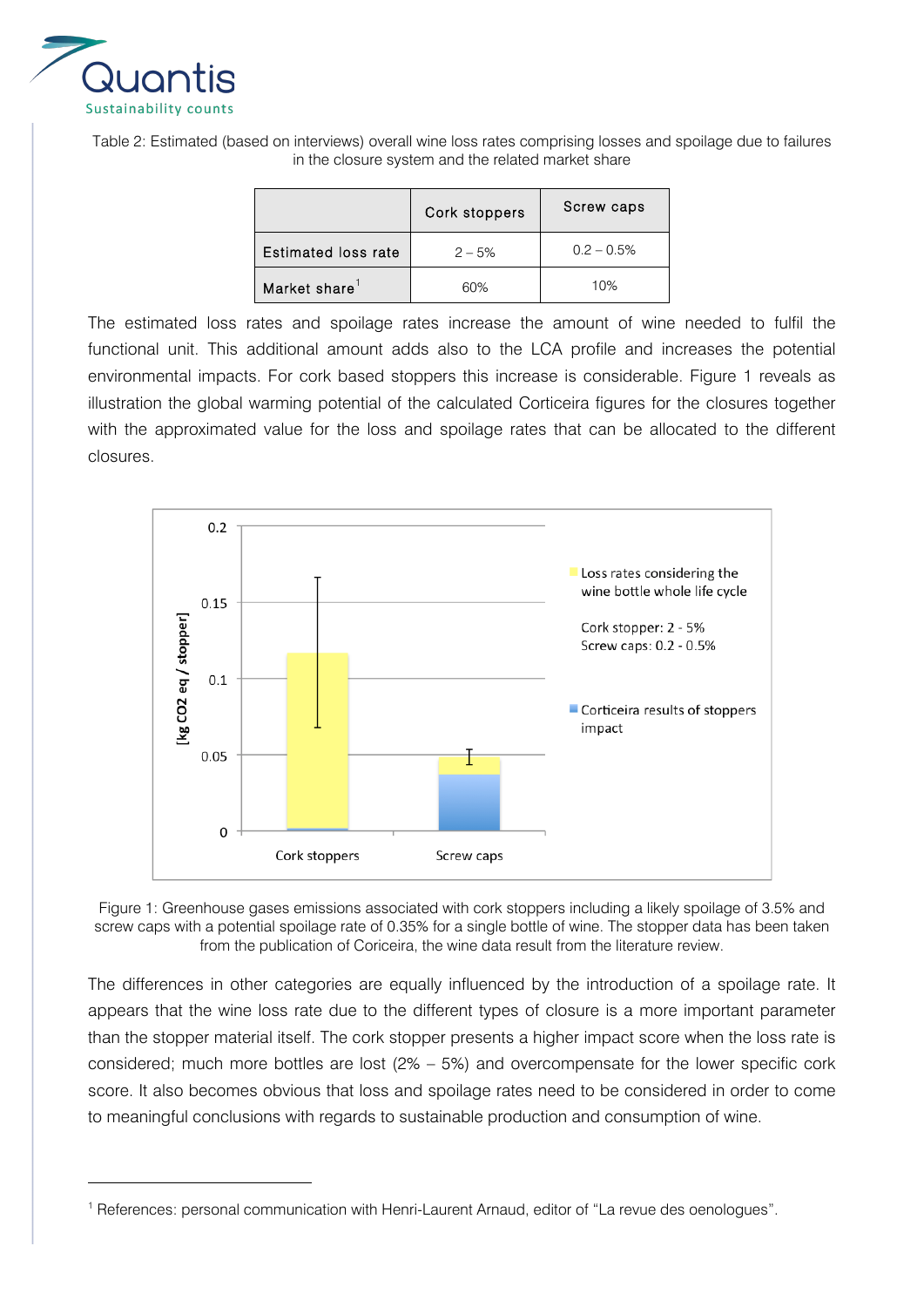Table 2: Estimated (based on interviews) overall wine loss rates comprising losses and spoilage due to failures in the closure system and the related market share

| | Cork stoppers | Screw caps |
|---|---|---|
| Estimated loss rate | 2 – 5% | 0.2 – 0.5% |
| Market share[1] | 60% | 10% |

The estimated loss rates and spoilage rates increase the amount of wine needed to fulfil the functional unit. This additional amount adds also to the LCA profile and increases the potential environmental impacts. For cork based stoppers this increase is considerable. Figure 1 reveals as illustration the global warming potential of the calculated Corticeira figures for the closures together with the approximated value for the loss and spoilage rates that can be allocated to the different closures.

Figure 1: Greenhouse gases emissions associated with cork stoppers including a likely spoilage of 3.5% and screw caps with a potential spoilage rate of 0.35% for a single bottle of wine. The stopper data has been taken from the publication of Coriceira, the wine data result from the literature review.

The differences in other categories are equally influenced by the introduction of a spoilage rate. It appears that the wine loss rate due to the different types of closure is a more important parameter than the stopper material itself. The cork stopper presents a higher impact score when the loss rate is considered; much more bottles are lost (2% – 5%) and overcompensate for the lower specific cork score. It also becomes obvious that loss and spoilage rates need to be considered in order to come to meaningful conclusions with regards to sustainable production and consumption of wine.

[1] References: personal communication with Henri-Laurent Arnaud, editor of “La revue des oenologues”.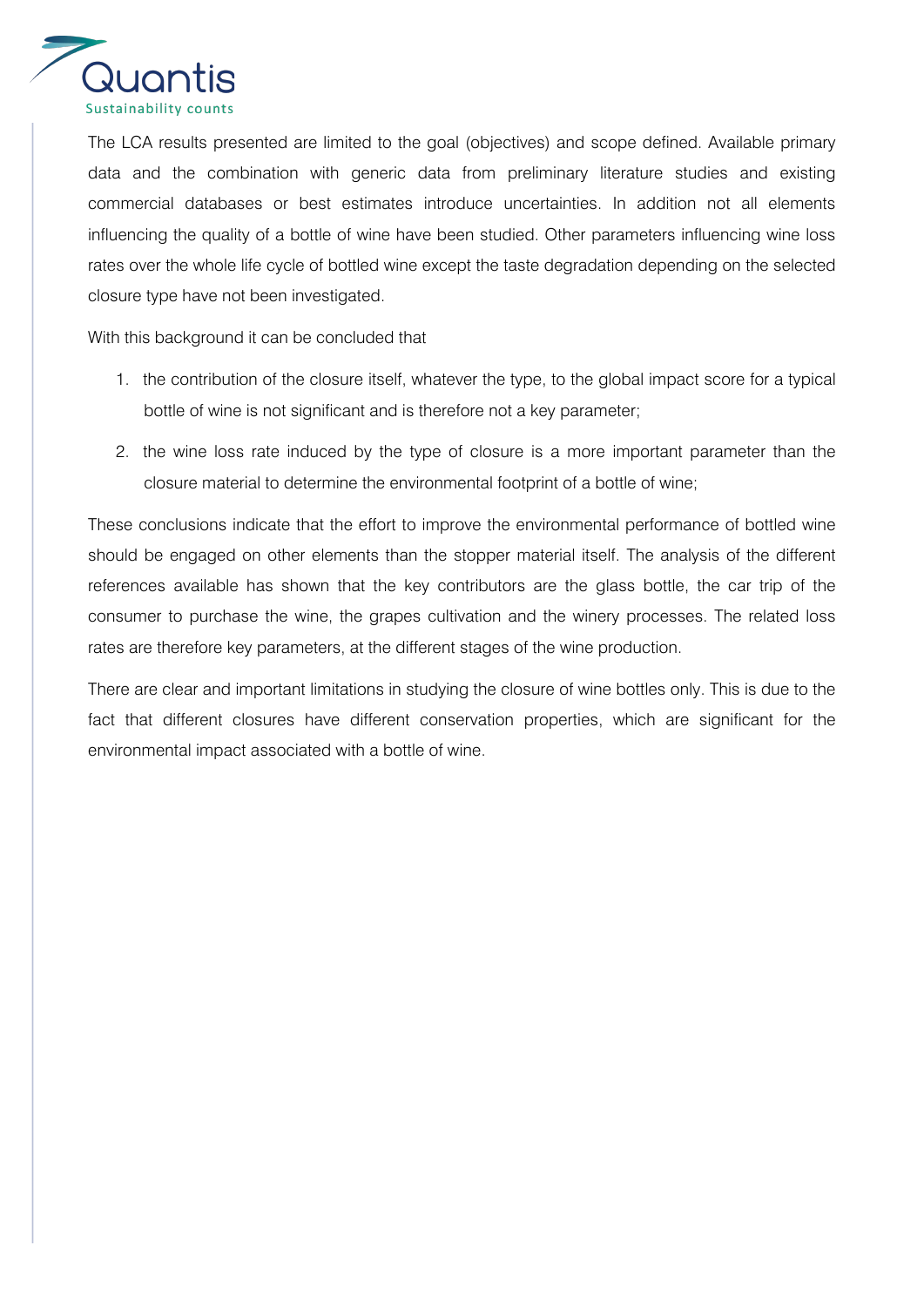The LCA results presented are limited to the goal (objectives) and scope defined. Available primary data and the combination with generic data from preliminary literature studies and existing commercial databases or best estimates introduce uncertainties. In addition not all elements influencing the quality of a bottle of wine have been studied. Other parameters influencing wine loss rates over the whole life cycle of bottled wine except the taste degradation depending on the selected closure type have not been investigated.

With this background it can be concluded that

1. the contribution of the closure itself, whatever the type, to the global impact score for a typical bottle of wine is not significant and is therefore not a key parameter;
2. the wine loss rate induced by the type of closure is a more important parameter than the closure material to determine the environmental footprint of a bottle of wine;

These conclusions indicate that the effort to improve the environmental performance of bottled wine should be engaged on other elements than the stopper material itself. The analysis of the different references available has shown that the key contributors are the glass bottle, the car trip of the consumer to purchase the wine, the grapes cultivation and the winery processes. The related loss rates are therefore key parameters, at the different stages of the wine production.

There are clear and important limitations in studying the closure of wine bottles only. This is due to the fact that different closures have different conservation properties, which are significant for the environmental impact associated with a bottle of wine.